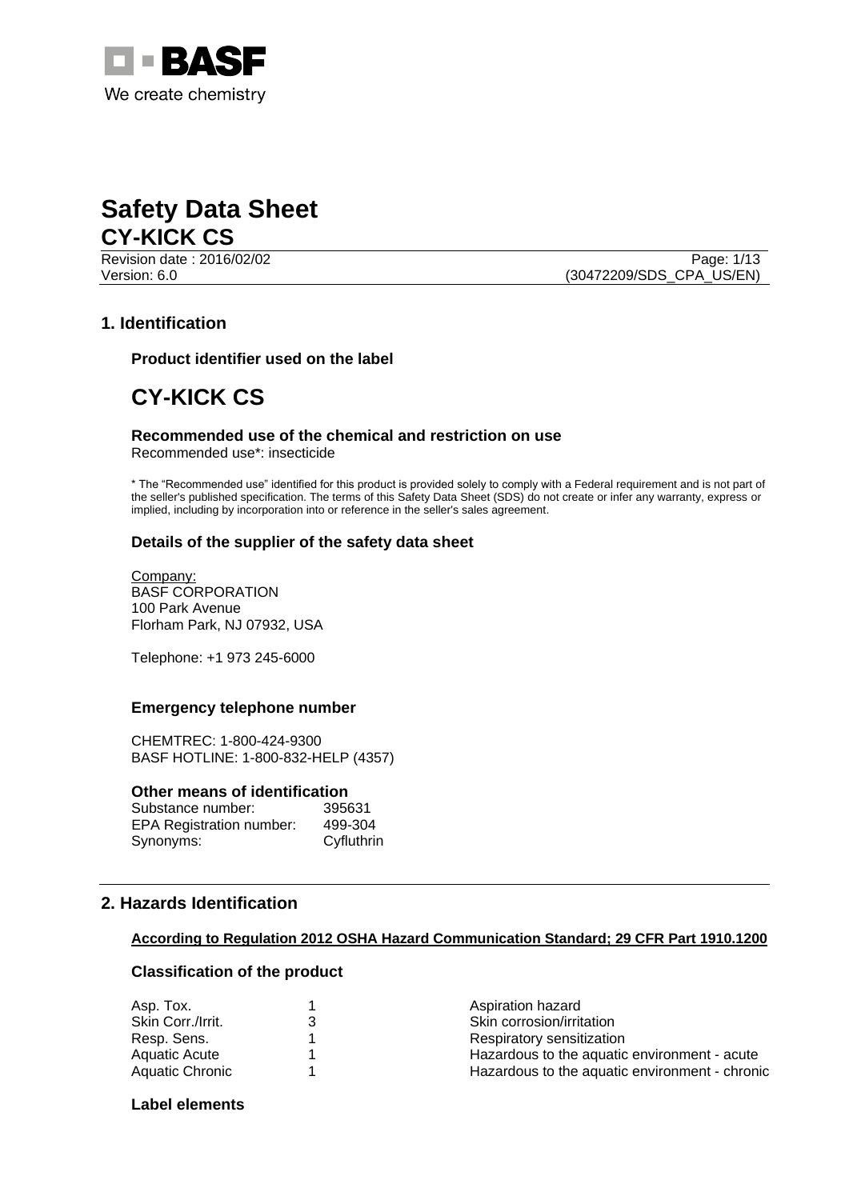BASF
We create chemistry

# Safety Data Sheet
# CY-KICK CS

Revision date : 2016/02/02
Version: 6.0
(30472209/SDS_CPA_US/EN)

## 1. Identification

### Product identifier used on the label

## CY-KICK CS

### Recommended use of the chemical and restriction on use

Recommended use*: insecticide

* The "Recommended use" identified for this product is provided solely to comply with a Federal requirement and is not part of the seller's published specification. The terms of this Safety Data Sheet (SDS) do not create or infer any warranty, express or implied, including by incorporation into or reference in the seller's sales agreement.

### Details of the supplier of the safety data sheet

Company:
BASF CORPORATION
100 Park Avenue
Florham Park, NJ 07932, USA

Telephone: +1 973 245-6000

### Emergency telephone number

CHEMTREC: 1-800-424-9300
BASF HOTLINE: 1-800-832-HELP (4357)

### Other means of identification

| | |
|---|---|
| Substance number: | 395631 |
| EPA Registration number: | 499-304 |
| Synonyms: | Cyfluthrin |

## 2. Hazards Identification

**According to Regulation 2012 OSHA Hazard Communication Standard; 29 CFR Part 1910.1200**

### Classification of the product

| | | |
|---|---|---|
| Asp. Tox. | 1 | Aspiration hazard |
| Skin Corr./Irrit. | 3 | Skin corrosion/irritation |
| Resp. Sens. | 1 | Respiratory sensitization |
| Aquatic Acute | 1 | Hazardous to the aquatic environment - acute |
| Aquatic Chronic | 1 | Hazardous to the aquatic environment - chronic |

### Label elements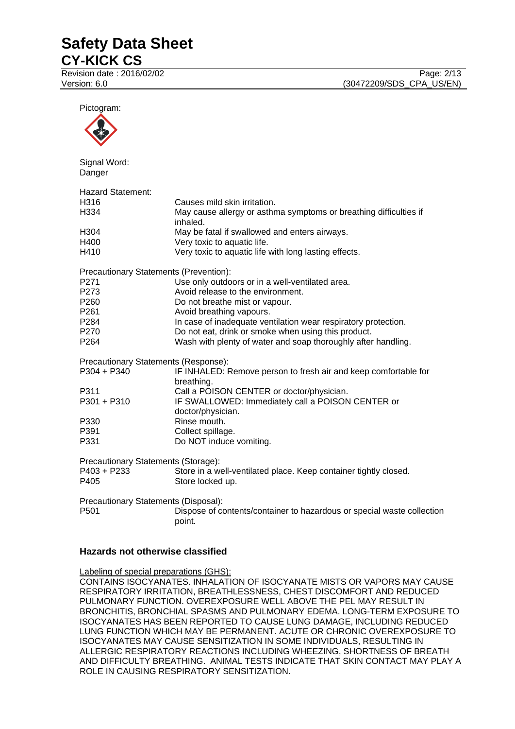Pictogram:

Signal Word:
Danger

Hazard Statement:

| | |
|---|---|
| H316 | Causes mild skin irritation. |
| H334 | May cause allergy or asthma symptoms or breathing difficulties if inhaled. |
| H304 | May be fatal if swallowed and enters airways. |
| H400 | Very toxic to aquatic life. |
| H410 | Very toxic to aquatic life with long lasting effects. |

Precautionary Statements (Prevention):

| | |
|---|---|
| P271 | Use only outdoors or in a well-ventilated area. |
| P273 | Avoid release to the environment. |
| P260 | Do not breathe mist or vapour. |
| P261 | Avoid breathing vapours. |
| P284 | In case of inadequate ventilation wear respiratory protection. |
| P270 | Do not eat, drink or smoke when using this product. |
| P264 | Wash with plenty of water and soap thoroughly after handling. |

Precautionary Statements (Response):

| | |
|---|---|
| P304 + P340 | IF INHALED: Remove person to fresh air and keep comfortable for breathing. |
| P311 | Call a POISON CENTER or doctor/physician. |
| P301 + P310 | IF SWALLOWED: Immediately call a POISON CENTER or doctor/physician. |
| P330 | Rinse mouth. |
| P391 | Collect spillage. |
| P331 | Do NOT induce vomiting. |

Precautionary Statements (Storage):

| | |
|---|---|
| P403 + P233 | Store in a well-ventilated place. Keep container tightly closed. |
| P405 | Store locked up. |

Precautionary Statements (Disposal):

| | |
|---|---|
| P501 | Dispose of contents/container to hazardous or special waste collection point. |

### Hazards not otherwise classified

Labeling of special preparations (GHS):

CONTAINS ISOCYANATES. INHALATION OF ISOCYANATE MISTS OR VAPORS MAY CAUSE RESPIRATORY IRRITATION, BREATHLESSNESS, CHEST DISCOMFORT AND REDUCED PULMONARY FUNCTION. OVEREXPOSURE WELL ABOVE THE PEL MAY RESULT IN BRONCHITIS, BRONCHIAL SPASMS AND PULMONARY EDEMA. LONG-TERM EXPOSURE TO ISOCYANATES HAS BEEN REPORTED TO CAUSE LUNG DAMAGE, INCLUDING REDUCED LUNG FUNCTION WHICH MAY BE PERMANENT. ACUTE OR CHRONIC OVEREXPOSURE TO ISOCYANATES MAY CAUSE SENSITIZATION IN SOME INDIVIDUALS, RESULTING IN ALLERGIC RESPIRATORY REACTIONS INCLUDING WHEEZING, SHORTNESS OF BREATH AND DIFFICULTY BREATHING. ANIMAL TESTS INDICATE THAT SKIN CONTACT MAY PLAY A ROLE IN CAUSING RESPIRATORY SENSITIZATION.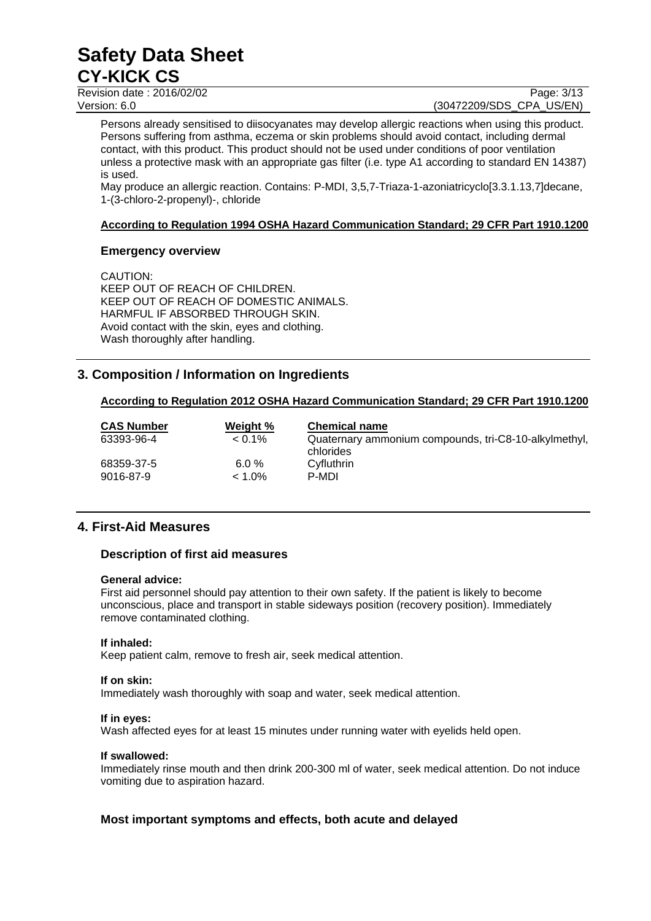Persons already sensitised to diisocyanates may develop allergic reactions when using this product. Persons suffering from asthma, eczema or skin problems should avoid contact, including dermal contact, with this product. This product should not be used under conditions of poor ventilation unless a protective mask with an appropriate gas filter (i.e. type A1 according to standard EN 14387) is used.

May produce an allergic reaction. Contains: P-MDI, 3,5,7-Triaza-1-azoniatricyclo[3.3.1.13,7]decane, 1-(3-chloro-2-propenyl)-, chloride

**According to Regulation 1994 OSHA Hazard Communication Standard; 29 CFR Part 1910.1200**

### Emergency overview

CAUTION:
KEEP OUT OF REACH OF CHILDREN.
KEEP OUT OF REACH OF DOMESTIC ANIMALS.
HARMFUL IF ABSORBED THROUGH SKIN.
Avoid contact with the skin, eyes and clothing.
Wash thoroughly after handling.

## 3. Composition / Information on Ingredients

**According to Regulation 2012 OSHA Hazard Communication Standard; 29 CFR Part 1910.1200**

| CAS Number | Weight % | Chemical name |
|---|---|---|
| 63393-96-4 | < 0.1% | Quaternary ammonium compounds, tri-C8-10-alkylmethyl, chlorides |
| 68359-37-5 | 6.0 % | Cyfluthrin |
| 9016-87-9 | < 1.0% | P-MDI |

## 4. First-Aid Measures

### Description of first aid measures

**General advice:**
First aid personnel should pay attention to their own safety. If the patient is likely to become unconscious, place and transport in stable sideways position (recovery position). Immediately remove contaminated clothing.

**If inhaled:**
Keep patient calm, remove to fresh air, seek medical attention.

**If on skin:**
Immediately wash thoroughly with soap and water, seek medical attention.

**If in eyes:**
Wash affected eyes for at least 15 minutes under running water with eyelids held open.

**If swallowed:**
Immediately rinse mouth and then drink 200-300 ml of water, seek medical attention. Do not induce vomiting due to aspiration hazard.

### Most important symptoms and effects, both acute and delayed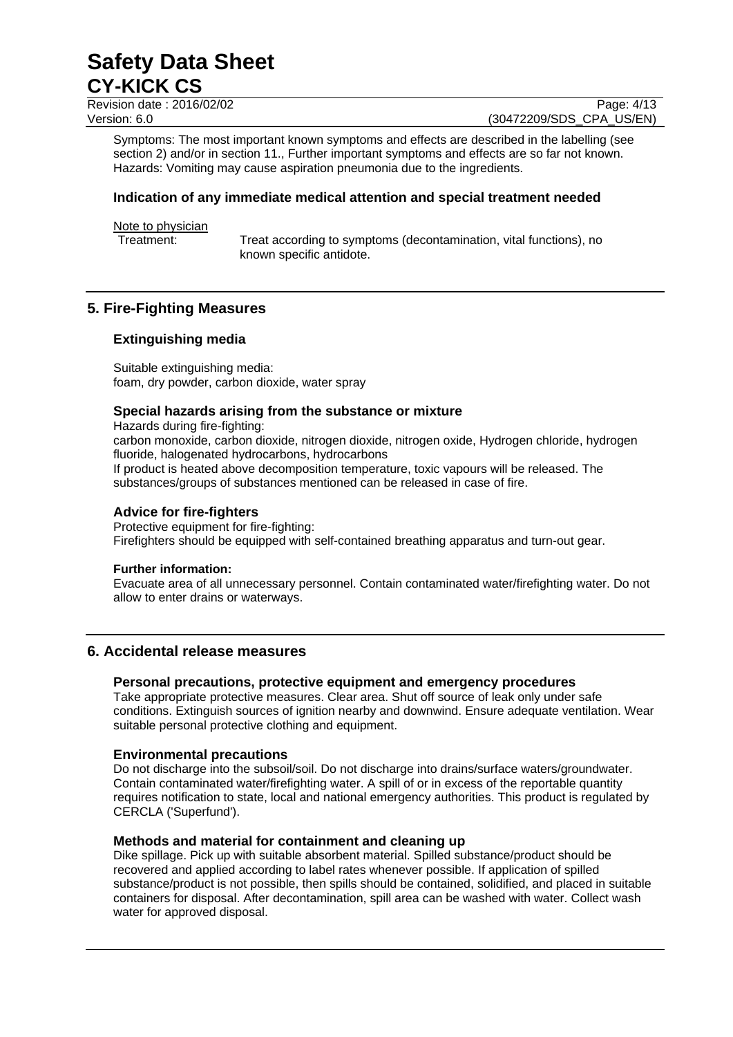Symptoms: The most important known symptoms and effects are described in the labelling (see section 2) and/or in section 11., Further important symptoms and effects are so far not known.
Hazards: Vomiting may cause aspiration pneumonia due to the ingredients.

### Indication of any immediate medical attention and special treatment needed

Note to physician

Treatment: Treat according to symptoms (decontamination, vital functions), no known specific antidote.

## 5. Fire-Fighting Measures

### Extinguishing media

Suitable extinguishing media:
foam, dry powder, carbon dioxide, water spray

### Special hazards arising from the substance or mixture

Hazards during fire-fighting:
carbon monoxide, carbon dioxide, nitrogen dioxide, nitrogen oxide, Hydrogen chloride, hydrogen fluoride, halogenated hydrocarbons, hydrocarbons
If product is heated above decomposition temperature, toxic vapours will be released. The substances/groups of substances mentioned can be released in case of fire.

### Advice for fire-fighters

Protective equipment for fire-fighting:
Firefighters should be equipped with self-contained breathing apparatus and turn-out gear.

**Further information:**
Evacuate area of all unnecessary personnel. Contain contaminated water/firefighting water. Do not allow to enter drains or waterways.

## 6. Accidental release measures

### Personal precautions, protective equipment and emergency procedures

Take appropriate protective measures. Clear area. Shut off source of leak only under safe conditions. Extinguish sources of ignition nearby and downwind. Ensure adequate ventilation. Wear suitable personal protective clothing and equipment.

### Environmental precautions

Do not discharge into the subsoil/soil. Do not discharge into drains/surface waters/groundwater. Contain contaminated water/firefighting water. A spill of or in excess of the reportable quantity requires notification to state, local and national emergency authorities. This product is regulated by CERCLA ('Superfund').

### Methods and material for containment and cleaning up

Dike spillage. Pick up with suitable absorbent material. Spilled substance/product should be recovered and applied according to label rates whenever possible. If application of spilled substance/product is not possible, then spills should be contained, solidified, and placed in suitable containers for disposal. After decontamination, spill area can be washed with water. Collect wash water for approved disposal.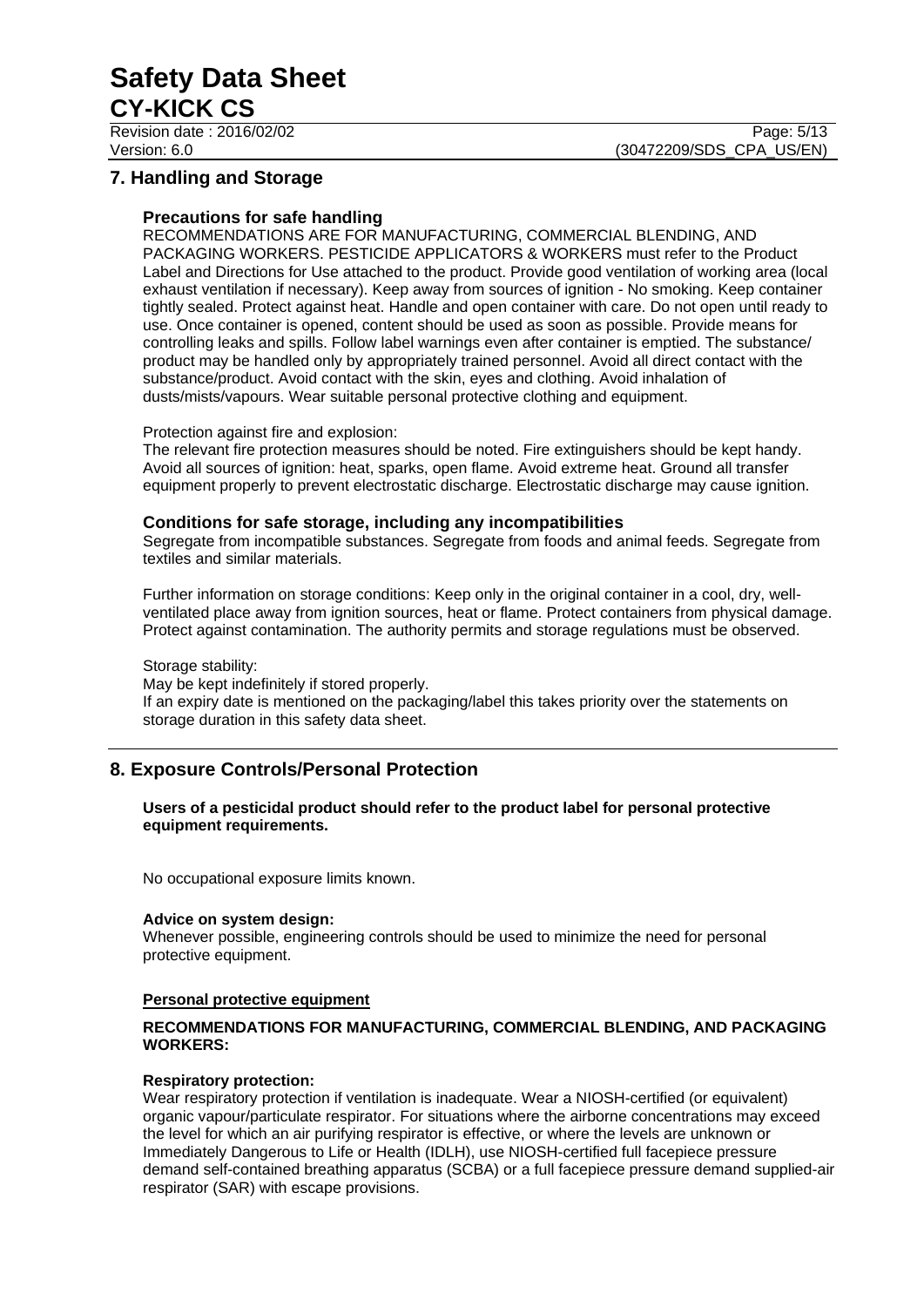## 7. Handling and Storage

### Precautions for safe handling

RECOMMENDATIONS ARE FOR MANUFACTURING, COMMERCIAL BLENDING, AND PACKAGING WORKERS. PESTICIDE APPLICATORS & WORKERS must refer to the Product Label and Directions for Use attached to the product. Provide good ventilation of working area (local exhaust ventilation if necessary). Keep away from sources of ignition - No smoking. Keep container tightly sealed. Protect against heat. Handle and open container with care. Do not open until ready to use. Once container is opened, content should be used as soon as possible. Provide means for controlling leaks and spills. Follow label warnings even after container is emptied. The substance/ product may be handled only by appropriately trained personnel. Avoid all direct contact with the substance/product. Avoid contact with the skin, eyes and clothing. Avoid inhalation of dusts/mists/vapours. Wear suitable personal protective clothing and equipment.

Protection against fire and explosion:
The relevant fire protection measures should be noted. Fire extinguishers should be kept handy. Avoid all sources of ignition: heat, sparks, open flame. Avoid extreme heat. Ground all transfer equipment properly to prevent electrostatic discharge. Electrostatic discharge may cause ignition.

### Conditions for safe storage, including any incompatibilities

Segregate from incompatible substances. Segregate from foods and animal feeds. Segregate from textiles and similar materials.

Further information on storage conditions: Keep only in the original container in a cool, dry, well-ventilated place away from ignition sources, heat or flame. Protect containers from physical damage. Protect against contamination. The authority permits and storage regulations must be observed.

Storage stability:
May be kept indefinitely if stored properly.
If an expiry date is mentioned on the packaging/label this takes priority over the statements on storage duration in this safety data sheet.

## 8. Exposure Controls/Personal Protection

**Users of a pesticidal product should refer to the product label for personal protective equipment requirements.**

No occupational exposure limits known.

**Advice on system design:**
Whenever possible, engineering controls should be used to minimize the need for personal protective equipment.

**Personal protective equipment**

**RECOMMENDATIONS FOR MANUFACTURING, COMMERCIAL BLENDING, AND PACKAGING WORKERS:**

**Respiratory protection:**
Wear respiratory protection if ventilation is inadequate. Wear a NIOSH-certified (or equivalent) organic vapour/particulate respirator. For situations where the airborne concentrations may exceed the level for which an air purifying respirator is effective, or where the levels are unknown or Immediately Dangerous to Life or Health (IDLH), use NIOSH-certified full facepiece pressure demand self-contained breathing apparatus (SCBA) or a full facepiece pressure demand supplied-air respirator (SAR) with escape provisions.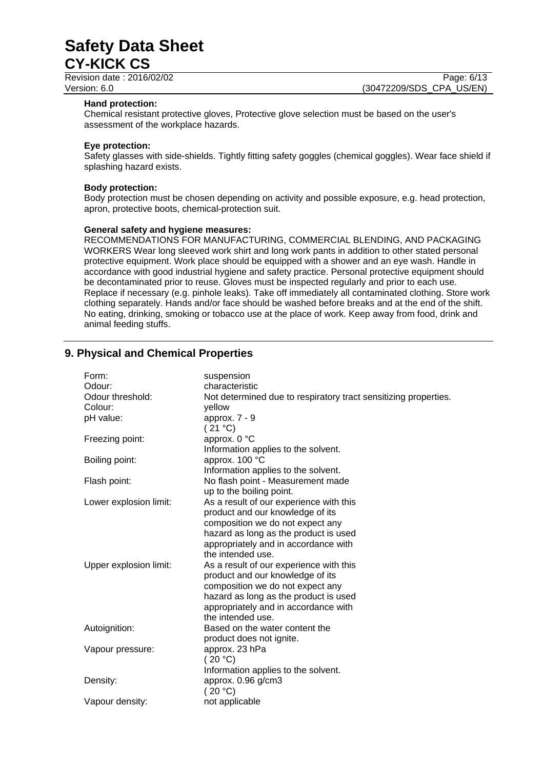**Hand protection:**
Chemical resistant protective gloves, Protective glove selection must be based on the user's assessment of the workplace hazards.

**Eye protection:**
Safety glasses with side-shields. Tightly fitting safety goggles (chemical goggles). Wear face shield if splashing hazard exists.

**Body protection:**
Body protection must be chosen depending on activity and possible exposure, e.g. head protection, apron, protective boots, chemical-protection suit.

**General safety and hygiene measures:**
RECOMMENDATIONS FOR MANUFACTURING, COMMERCIAL BLENDING, AND PACKAGING WORKERS Wear long sleeved work shirt and long work pants in addition to other stated personal protective equipment. Work place should be equipped with a shower and an eye wash. Handle in accordance with good industrial hygiene and safety practice. Personal protective equipment should be decontaminated prior to reuse. Gloves must be inspected regularly and prior to each use. Replace if necessary (e.g. pinhole leaks). Take off immediately all contaminated clothing. Store work clothing separately. Hands and/or face should be washed before breaks and at the end of the shift. No eating, drinking, smoking or tobacco use at the place of work. Keep away from food, drink and animal feeding stuffs.

## 9. Physical and Chemical Properties

| | |
|---|---|
| Form: | suspension |
| Odour: | characteristic |
| Odour threshold: | Not determined due to respiratory tract sensitizing properties. |
| Colour: | yellow |
| pH value: | approx. 7 - 9 ( 21 °C) |
| Freezing point: | approx. 0 °C Information applies to the solvent. |
| Boiling point: | approx. 100 °C Information applies to the solvent. |
| Flash point: | No flash point - Measurement made up to the boiling point. |
| Lower explosion limit: | As a result of our experience with this product and our knowledge of its composition we do not expect any hazard as long as the product is used appropriately and in accordance with the intended use. |
| Upper explosion limit: | As a result of our experience with this product and our knowledge of its composition we do not expect any hazard as long as the product is used appropriately and in accordance with the intended use. |
| Autoignition: | Based on the water content the product does not ignite. |
| Vapour pressure: | approx. 23 hPa ( 20 °C) Information applies to the solvent. |
| Density: | approx. 0.96 g/cm3 ( 20 °C) |
| Vapour density: | not applicable |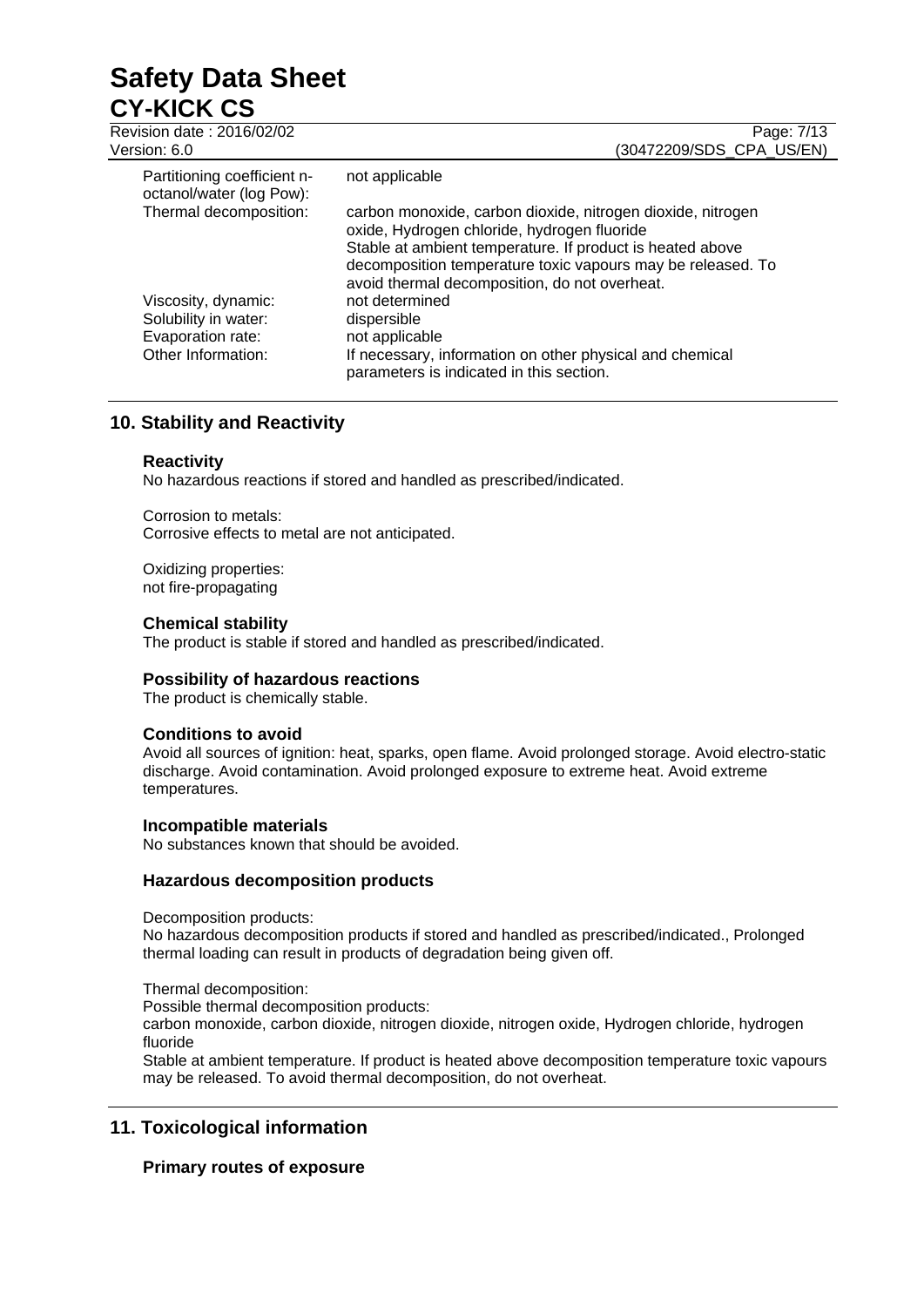| | |
|---|---|
| Partitioning coefficient n-octanol/water (log Pow): | not applicable |
| Thermal decomposition: | carbon monoxide, carbon dioxide, nitrogen dioxide, nitrogen oxide, Hydrogen chloride, hydrogen fluoride<br>Stable at ambient temperature. If product is heated above decomposition temperature toxic vapours may be released. To avoid thermal decomposition, do not overheat. |
| Viscosity, dynamic: | not determined |
| Solubility in water: | dispersible |
| Evaporation rate: | not applicable |
| Other Information: | If necessary, information on other physical and chemical parameters is indicated in this section. |

## 10. Stability and Reactivity

### Reactivity

No hazardous reactions if stored and handled as prescribed/indicated.

Corrosion to metals:
Corrosive effects to metal are not anticipated.

Oxidizing properties:
not fire-propagating

### Chemical stability

The product is stable if stored and handled as prescribed/indicated.

### Possibility of hazardous reactions

The product is chemically stable.

### Conditions to avoid

Avoid all sources of ignition: heat, sparks, open flame. Avoid prolonged storage. Avoid electro-static discharge. Avoid contamination. Avoid prolonged exposure to extreme heat. Avoid extreme temperatures.

### Incompatible materials

No substances known that should be avoided.

### Hazardous decomposition products

Decomposition products:
No hazardous decomposition products if stored and handled as prescribed/indicated., Prolonged thermal loading can result in products of degradation being given off.

Thermal decomposition:
Possible thermal decomposition products:
carbon monoxide, carbon dioxide, nitrogen dioxide, nitrogen oxide, Hydrogen chloride, hydrogen fluoride
Stable at ambient temperature. If product is heated above decomposition temperature toxic vapours may be released. To avoid thermal decomposition, do not overheat.

## 11. Toxicological information

### Primary routes of exposure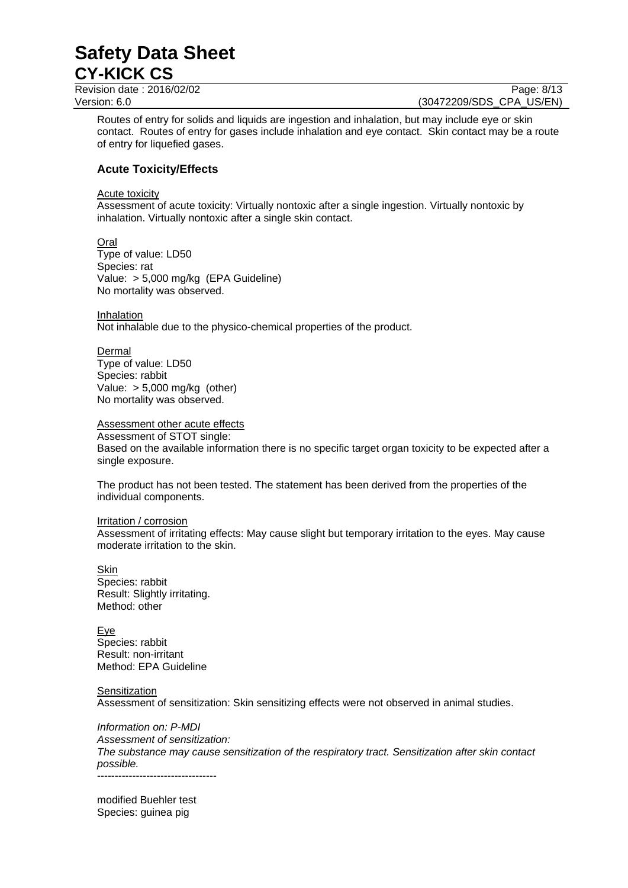Routes of entry for solids and liquids are ingestion and inhalation, but may include eye or skin contact. Routes of entry for gases include inhalation and eye contact. Skin contact may be a route of entry for liquefied gases.

### Acute Toxicity/Effects

Acute toxicity

Assessment of acute toxicity: Virtually nontoxic after a single ingestion. Virtually nontoxic by inhalation. Virtually nontoxic after a single skin contact.

Oral

Type of value: LD50
Species: rat
Value: > 5,000 mg/kg (EPA Guideline)
No mortality was observed.

Inhalation

Not inhalable due to the physico-chemical properties of the product.

Dermal

Type of value: LD50
Species: rabbit
Value: > 5,000 mg/kg (other)
No mortality was observed.

Assessment other acute effects

Assessment of STOT single:
Based on the available information there is no specific target organ toxicity to be expected after a single exposure.

The product has not been tested. The statement has been derived from the properties of the individual components.

Irritation / corrosion

Assessment of irritating effects: May cause slight but temporary irritation to the eyes. May cause moderate irritation to the skin.

Skin

Species: rabbit
Result: Slightly irritating.
Method: other

Eye

Species: rabbit
Result: non-irritant
Method: EPA Guideline

Sensitization

Assessment of sensitization: Skin sensitizing effects were not observed in animal studies.

*Information on: P-MDI*
*Assessment of sensitization:*
*The substance may cause sensitization of the respiratory tract. Sensitization after skin contact possible.*

----------------------------------

modified Buehler test
Species: guinea pig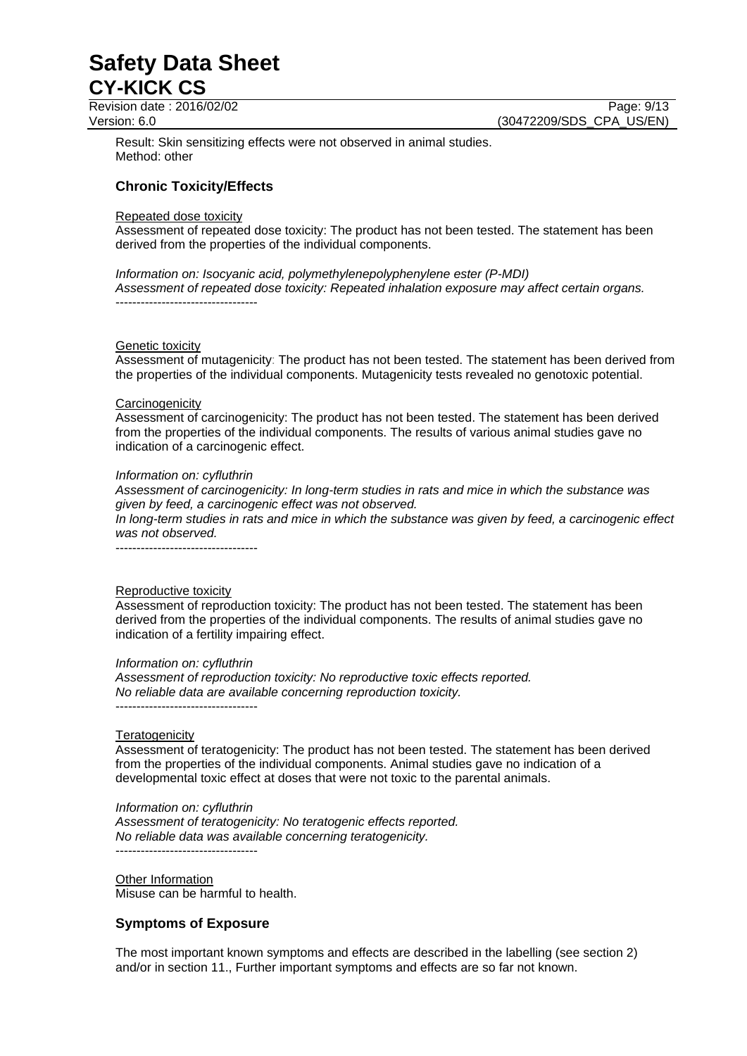Result: Skin sensitizing effects were not observed in animal studies.
Method: other

## Chronic Toxicity/Effects

Repeated dose toxicity

Assessment of repeated dose toxicity: The product has not been tested. The statement has been derived from the properties of the individual components.

*Information on: Isocyanic acid, polymethylenepolyphenylene ester (P-MDI)*
*Assessment of repeated dose toxicity: Repeated inhalation exposure may affect certain organs.*
----------------------------------

Genetic toxicity

Assessment of mutagenicity: The product has not been tested. The statement has been derived from the properties of the individual components. Mutagenicity tests revealed no genotoxic potential.

Carcinogenicity

Assessment of carcinogenicity: The product has not been tested. The statement has been derived from the properties of the individual components. The results of various animal studies gave no indication of a carcinogenic effect.

*Information on: cyfluthrin*
*Assessment of carcinogenicity: In long-term studies in rats and mice in which the substance was given by feed, a carcinogenic effect was not observed.*
*In long-term studies in rats and mice in which the substance was given by feed, a carcinogenic effect was not observed.*
----------------------------------

Reproductive toxicity

Assessment of reproduction toxicity: The product has not been tested. The statement has been derived from the properties of the individual components. The results of animal studies gave no indication of a fertility impairing effect.

*Information on: cyfluthrin*
*Assessment of reproduction toxicity: No reproductive toxic effects reported.*
*No reliable data are available concerning reproduction toxicity.*
----------------------------------

Teratogenicity

Assessment of teratogenicity: The product has not been tested. The statement has been derived from the properties of the individual components. Animal studies gave no indication of a developmental toxic effect at doses that were not toxic to the parental animals.

*Information on: cyfluthrin*
*Assessment of teratogenicity: No teratogenic effects reported.*
*No reliable data was available concerning teratogenicity.*
----------------------------------

Other Information

Misuse can be harmful to health.

## Symptoms of Exposure

The most important known symptoms and effects are described in the labelling (see section 2) and/or in section 11., Further important symptoms and effects are so far not known.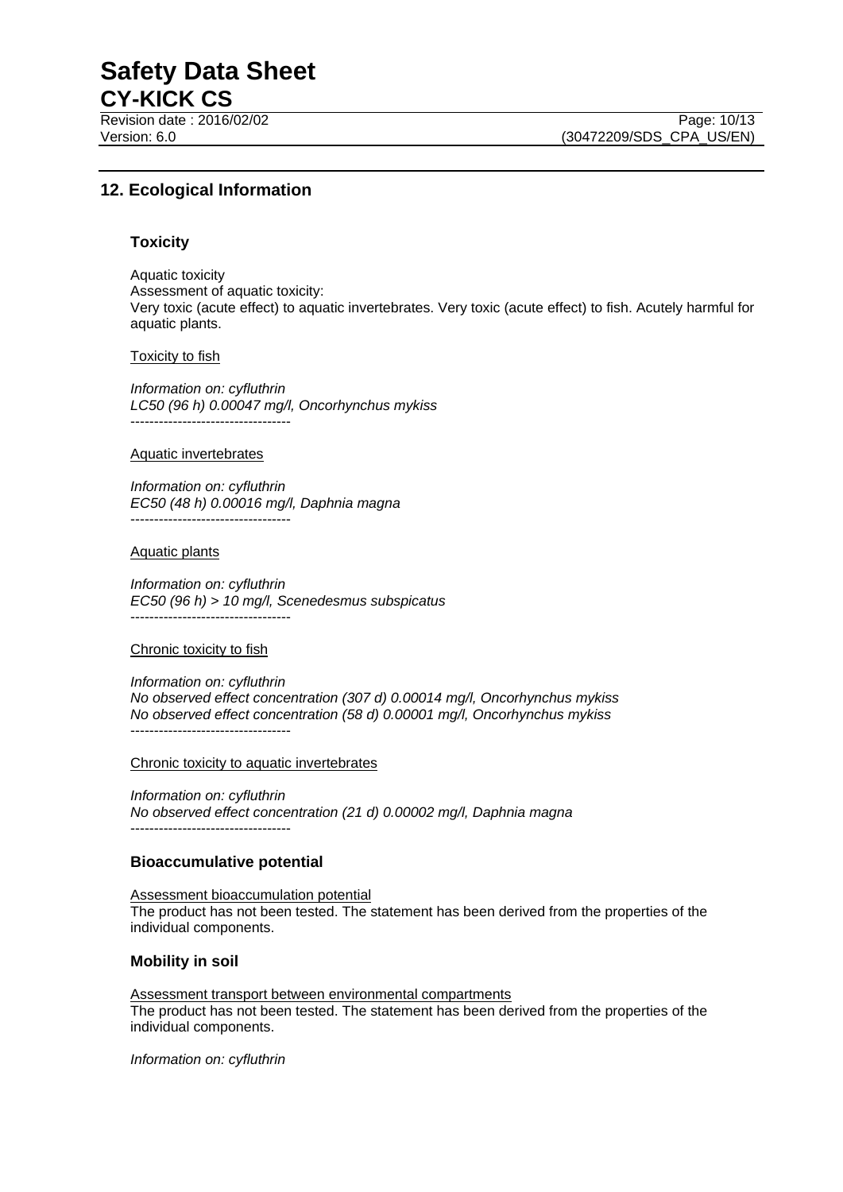## 12. Ecological Information

### Toxicity

Aquatic toxicity
Assessment of aquatic toxicity:
Very toxic (acute effect) to aquatic invertebrates. Very toxic (acute effect) to fish. Acutely harmful for aquatic plants.

Toxicity to fish

*Information on: cyfluthrin*
*LC50 (96 h) 0.00047 mg/l, Oncorhynchus mykiss*
----------------------------------

Aquatic invertebrates

*Information on: cyfluthrin*
*EC50 (48 h) 0.00016 mg/l, Daphnia magna*
----------------------------------

Aquatic plants

*Information on: cyfluthrin*
*EC50 (96 h) > 10 mg/l, Scenedesmus subspicatus*
----------------------------------

Chronic toxicity to fish

*Information on: cyfluthrin*
*No observed effect concentration (307 d) 0.00014 mg/l, Oncorhynchus mykiss*
*No observed effect concentration (58 d) 0.00001 mg/l, Oncorhynchus mykiss*
----------------------------------

Chronic toxicity to aquatic invertebrates

*Information on: cyfluthrin*
*No observed effect concentration (21 d) 0.00002 mg/l, Daphnia magna*
----------------------------------

### Bioaccumulative potential

Assessment bioaccumulation potential
The product has not been tested. The statement has been derived from the properties of the individual components.

### Mobility in soil

Assessment transport between environmental compartments
The product has not been tested. The statement has been derived from the properties of the individual components.

*Information on: cyfluthrin*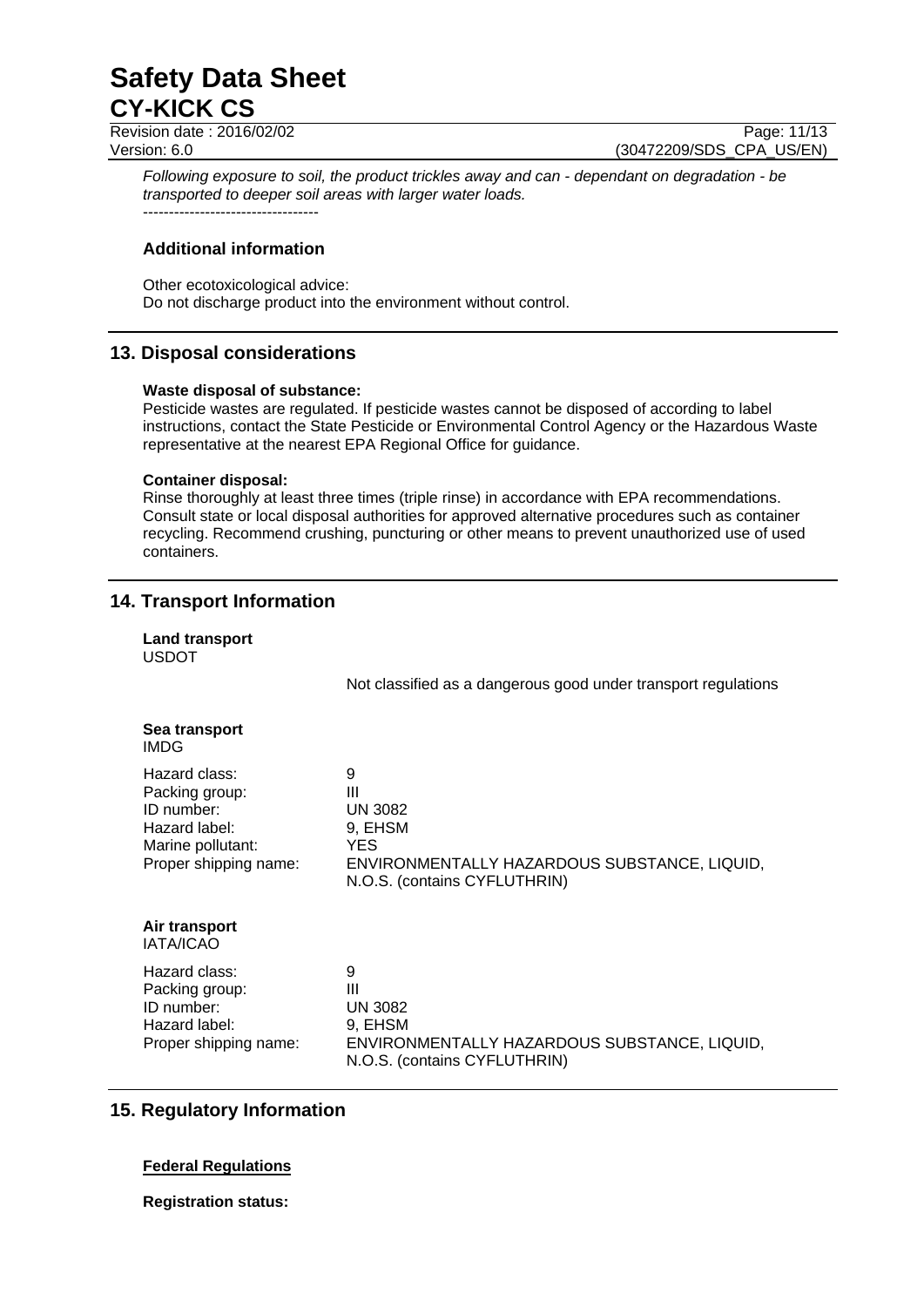*Following exposure to soil, the product trickles away and can - dependant on degradation - be transported to deeper soil areas with larger water loads.*

----------------------------------

### Additional information

Other ecotoxicological advice:
Do not discharge product into the environment without control.

## 13. Disposal considerations

**Waste disposal of substance:**
Pesticide wastes are regulated. If pesticide wastes cannot be disposed of according to label instructions, contact the State Pesticide or Environmental Control Agency or the Hazardous Waste representative at the nearest EPA Regional Office for guidance.

**Container disposal:**
Rinse thoroughly at least three times (triple rinse) in accordance with EPA recommendations. Consult state or local disposal authorities for approved alternative procedures such as container recycling. Recommend crushing, puncturing or other means to prevent unauthorized use of used containers.

## 14. Transport Information

**Land transport**
USDOT

Not classified as a dangerous good under transport regulations

**Sea transport**
IMDG

| | |
|---|---|
| Hazard class: | 9 |
| Packing group: | III |
| ID number: | UN 3082 |
| Hazard label: | 9, EHSM |
| Marine pollutant: | YES |
| Proper shipping name: | ENVIRONMENTALLY HAZARDOUS SUBSTANCE, LIQUID, N.O.S. (contains CYFLUTHRIN) |

**Air transport**
IATA/ICAO

| | |
|---|---|
| Hazard class: | 9 |
| Packing group: | III |
| ID number: | UN 3082 |
| Hazard label: | 9, EHSM |
| Proper shipping name: | ENVIRONMENTALLY HAZARDOUS SUBSTANCE, LIQUID, N.O.S. (contains CYFLUTHRIN) |

## 15. Regulatory Information

**Federal Regulations**

**Registration status:**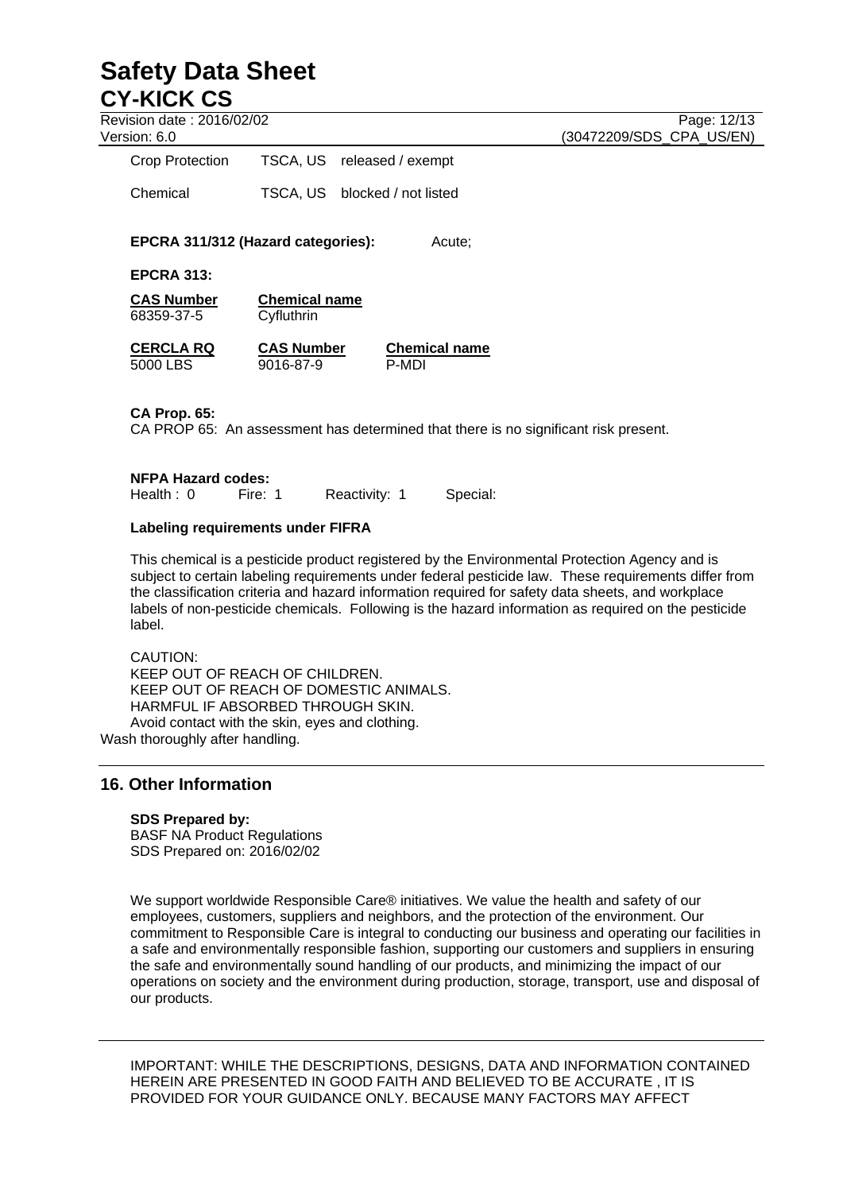| | | |
|---|---|---|
| Crop Protection | TSCA, US | released / exempt |
| Chemical | TSCA, US | blocked / not listed |

**EPCRA 311/312 (Hazard categories):** Acute;

**EPCRA 313:**

| CAS Number | Chemical name |
|---|---|
| 68359-37-5 | Cyfluthrin |

| CERCLA RQ | CAS Number | Chemical name |
|---|---|---|
| 5000 LBS | 9016-87-9 | P-MDI |

**CA Prop. 65:**
CA PROP 65: An assessment has determined that there is no significant risk present.

**NFPA Hazard codes:**
Health : 0 Fire: 1 Reactivity: 1 Special:

**Labeling requirements under FIFRA**

This chemical is a pesticide product registered by the Environmental Protection Agency and is subject to certain labeling requirements under federal pesticide law. These requirements differ from the classification criteria and hazard information required for safety data sheets, and workplace labels of non-pesticide chemicals. Following is the hazard information as required on the pesticide label.

CAUTION:
KEEP OUT OF REACH OF CHILDREN.
KEEP OUT OF REACH OF DOMESTIC ANIMALS.
HARMFUL IF ABSORBED THROUGH SKIN.
Avoid contact with the skin, eyes and clothing.
Wash thoroughly after handling.

## 16. Other Information

**SDS Prepared by:**
BASF NA Product Regulations
SDS Prepared on: 2016/02/02

We support worldwide Responsible Care® initiatives. We value the health and safety of our employees, customers, suppliers and neighbors, and the protection of the environment. Our commitment to Responsible Care is integral to conducting our business and operating our facilities in a safe and environmentally responsible fashion, supporting our customers and suppliers in ensuring the safe and environmentally sound handling of our products, and minimizing the impact of our operations on society and the environment during production, storage, transport, use and disposal of our products.

IMPORTANT: WHILE THE DESCRIPTIONS, DESIGNS, DATA AND INFORMATION CONTAINED HEREIN ARE PRESENTED IN GOOD FAITH AND BELIEVED TO BE ACCURATE , IT IS PROVIDED FOR YOUR GUIDANCE ONLY. BECAUSE MANY FACTORS MAY AFFECT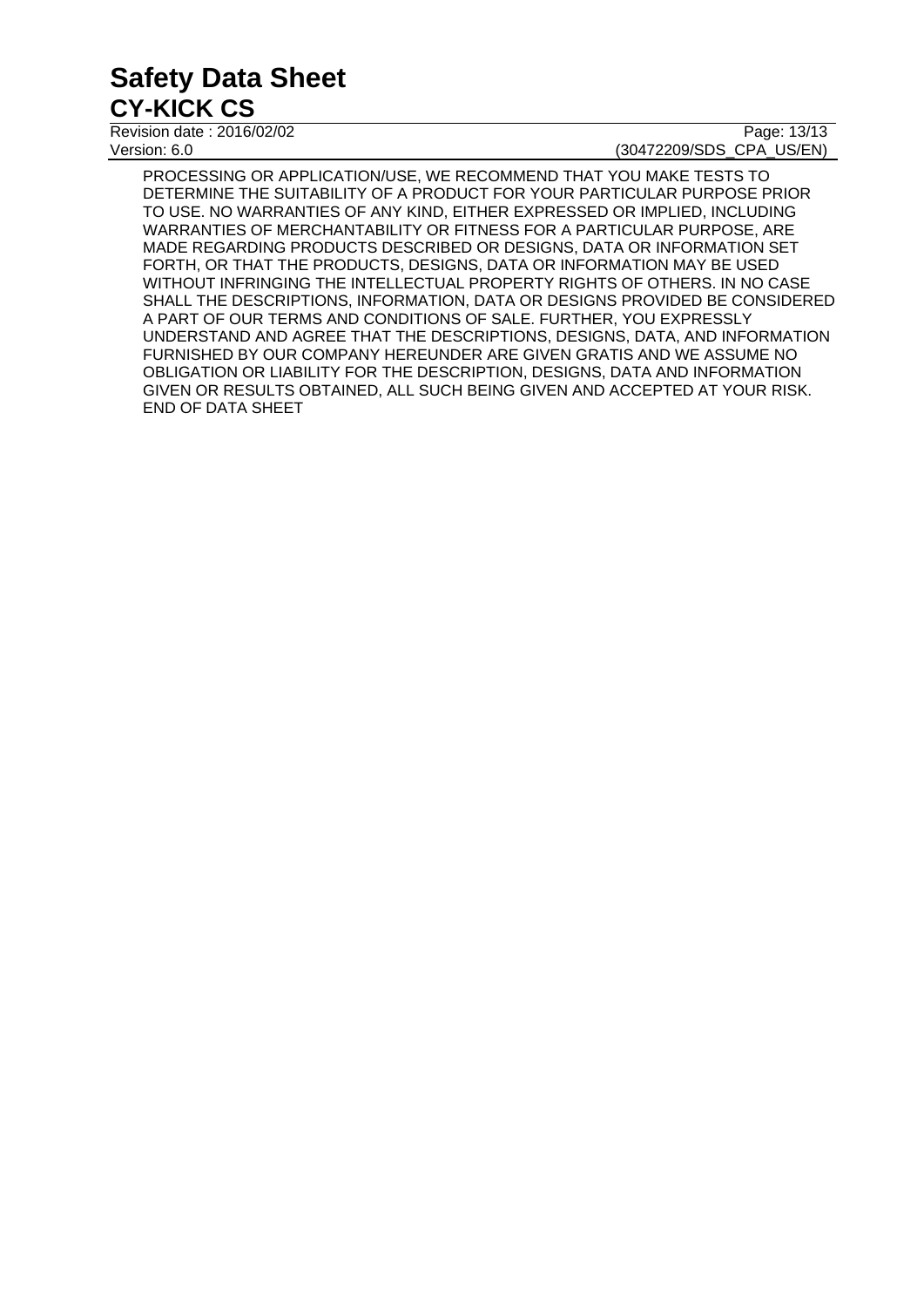PROCESSING OR APPLICATION/USE, WE RECOMMEND THAT YOU MAKE TESTS TO DETERMINE THE SUITABILITY OF A PRODUCT FOR YOUR PARTICULAR PURPOSE PRIOR TO USE. NO WARRANTIES OF ANY KIND, EITHER EXPRESSED OR IMPLIED, INCLUDING WARRANTIES OF MERCHANTABILITY OR FITNESS FOR A PARTICULAR PURPOSE, ARE MADE REGARDING PRODUCTS DESCRIBED OR DESIGNS, DATA OR INFORMATION SET FORTH, OR THAT THE PRODUCTS, DESIGNS, DATA OR INFORMATION MAY BE USED WITHOUT INFRINGING THE INTELLECTUAL PROPERTY RIGHTS OF OTHERS. IN NO CASE SHALL THE DESCRIPTIONS, INFORMATION, DATA OR DESIGNS PROVIDED BE CONSIDERED A PART OF OUR TERMS AND CONDITIONS OF SALE. FURTHER, YOU EXPRESSLY UNDERSTAND AND AGREE THAT THE DESCRIPTIONS, DESIGNS, DATA, AND INFORMATION FURNISHED BY OUR COMPANY HEREUNDER ARE GIVEN GRATIS AND WE ASSUME NO OBLIGATION OR LIABILITY FOR THE DESCRIPTION, DESIGNS, DATA AND INFORMATION GIVEN OR RESULTS OBTAINED, ALL SUCH BEING GIVEN AND ACCEPTED AT YOUR RISK.

END OF DATA SHEET